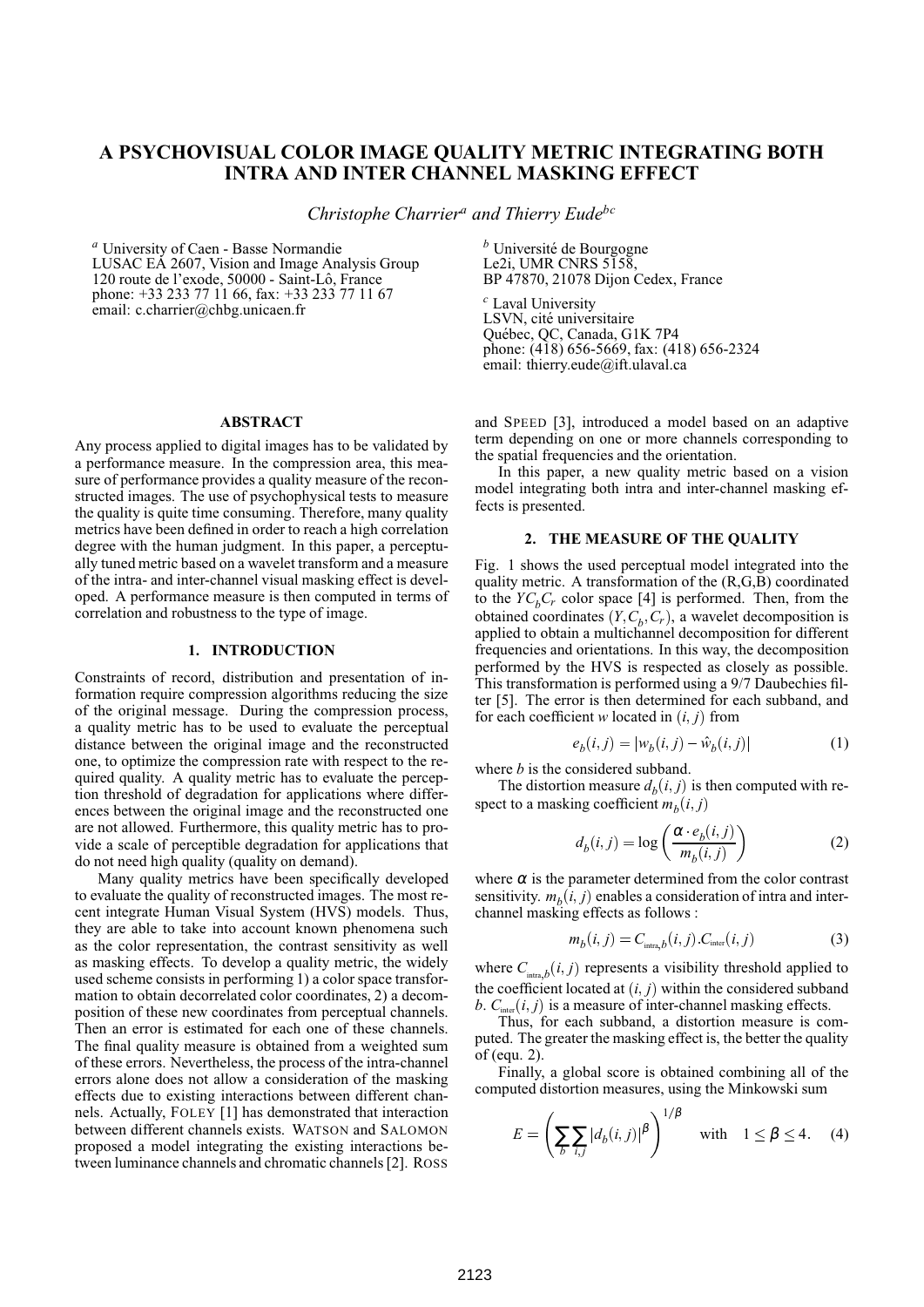# A PSYCHOVISUAL COLOR IMAGE QUALITY METRIC INTEGRATING BOTH INTRA AND INTER CHANNEL MASKING EFFECT

*Christophe Charrier[a] and Thierry Eude[bc]*

[a] University of Caen - Basse Normandie
LUSAC EA 2607, Vision and Image Analysis Group
120 route de l'exode, 50000 - Saint-Lô, France
phone: +33 233 77 11 66, fax: +33 233 77 11 67
email: c.charrier@chbg.unicaen.fr

[b] Université de Bourgogne
Le2i, UMR CNRS 5158,
BP 47870, 21078 Dijon Cedex, France

[c] Laval University
LSVN, cité universitaire
Québec, QC, Canada, G1K 7P4
phone: (418) 656-5669, fax: (418) 656-2324
email: thierry.eude@ift.ulaval.ca

## ABSTRACT

Any process applied to digital images has to be validated by a performance measure. In the compression area, this measure of performance provides a quality measure of the reconstructed images. The use of psychophysical tests to measure the quality is quite time consuming. Therefore, many quality metrics have been defined in order to reach a high correlation degree with the human judgment. In this paper, a perceptually tuned metric based on a wavelet transform and a measure of the intra- and inter-channel visual masking effect is developed. A performance measure is then computed in terms of correlation and robustness to the type of image.

## 1. INTRODUCTION

Constraints of record, distribution and presentation of information require compression algorithms reducing the size of the original message. During the compression process, a quality metric has to be used to evaluate the perceptual distance between the original image and the reconstructed one, to optimize the compression rate with respect to the required quality. A quality metric has to evaluate the perception threshold of degradation for applications where differences between the original image and the reconstructed one are not allowed. Furthermore, this quality metric has to provide a scale of perceptible degradation for applications that do not need high quality (quality on demand).

Many quality metrics have been specifically developed to evaluate the quality of reconstructed images. The most recent integrate Human Visual System (HVS) models. Thus, they are able to take into account known phenomena such as the color representation, the contrast sensitivity as well as masking effects. To develop a quality metric, the widely used scheme consists in performing 1) a color space transformation to obtain decorrelated color coordinates, 2) a decomposition of these new coordinates from perceptual channels. Then an error is estimated for each one of these channels. The final quality measure is obtained from a weighted sum of these errors. Nevertheless, the process of the intra-channel errors alone does not allow a consideration of the masking effects due to existing interactions between different channels. Actually, FOLEY [1] has demonstrated that interaction between different channels exists. WATSON and SALOMON proposed a model integrating the existing interactions between luminance channels and chromatic channels [2]. ROSS and SPEED [3], introduced a model based on an adaptive term depending on one or more channels corresponding to the spatial frequencies and the orientation.

In this paper, a new quality metric based on a vision model integrating both intra and inter-channel masking effects is presented.

## 2. THE MEASURE OF THE QUALITY

Fig. 1 shows the used perceptual model integrated into the quality metric. A transformation of the (R,G,B) coordinated to the $YC_bC_r$ color space [4] is performed. Then, from the obtained coordinates $(Y,C_b,C_r)$, a wavelet decomposition is applied to obtain a multichannel decomposition for different frequencies and orientations. In this way, the decomposition performed by the HVS is respected as closely as possible. This transformation is performed using a 9/7 Daubechies filter [5]. The error is then determined for each subband, and for each coefficient $w$ located in $(i,j)$ from

$$e_b(i,j) = |w_b(i,j) - \hat{w}_b(i,j)| \tag{1}$$

where $b$ is the considered subband.

The distortion measure $d_b(i,j)$ is then computed with respect to a masking coefficient $m_b(i,j)$

$$d_b(i,j) = \log\left(\frac{\alpha \cdot e_b(i,j)}{m_b(i,j)}\right) \tag{2}$$

where $\alpha$ is the parameter determined from the color contrast sensitivity. $m_b(i,j)$ enables a consideration of intra and inter-channel masking effects as follows :

$$m_b(i,j) = C_{\text{intra},b}(i,j).C_{\text{inter}}(i,j) \tag{3}$$

where $C_{\text{intra},b}(i,j)$ represents a visibility threshold applied to the coefficient located at $(i,j)$ within the considered subband $b$. $C_{\text{inter}}(i,j)$ is a measure of inter-channel masking effects.

Thus, for each subband, a distortion measure is computed. The greater the masking effect is, the better the quality of (equ. 2).

Finally, a global score is obtained combining all of the computed distortion measures, using the Minkowski sum

$$E = \left(\sum_b \sum_{i,j} |d_b(i,j)|^\beta\right)^{1/\beta} \quad \text{with} \quad 1 \leq \beta \leq 4. \tag{4}$$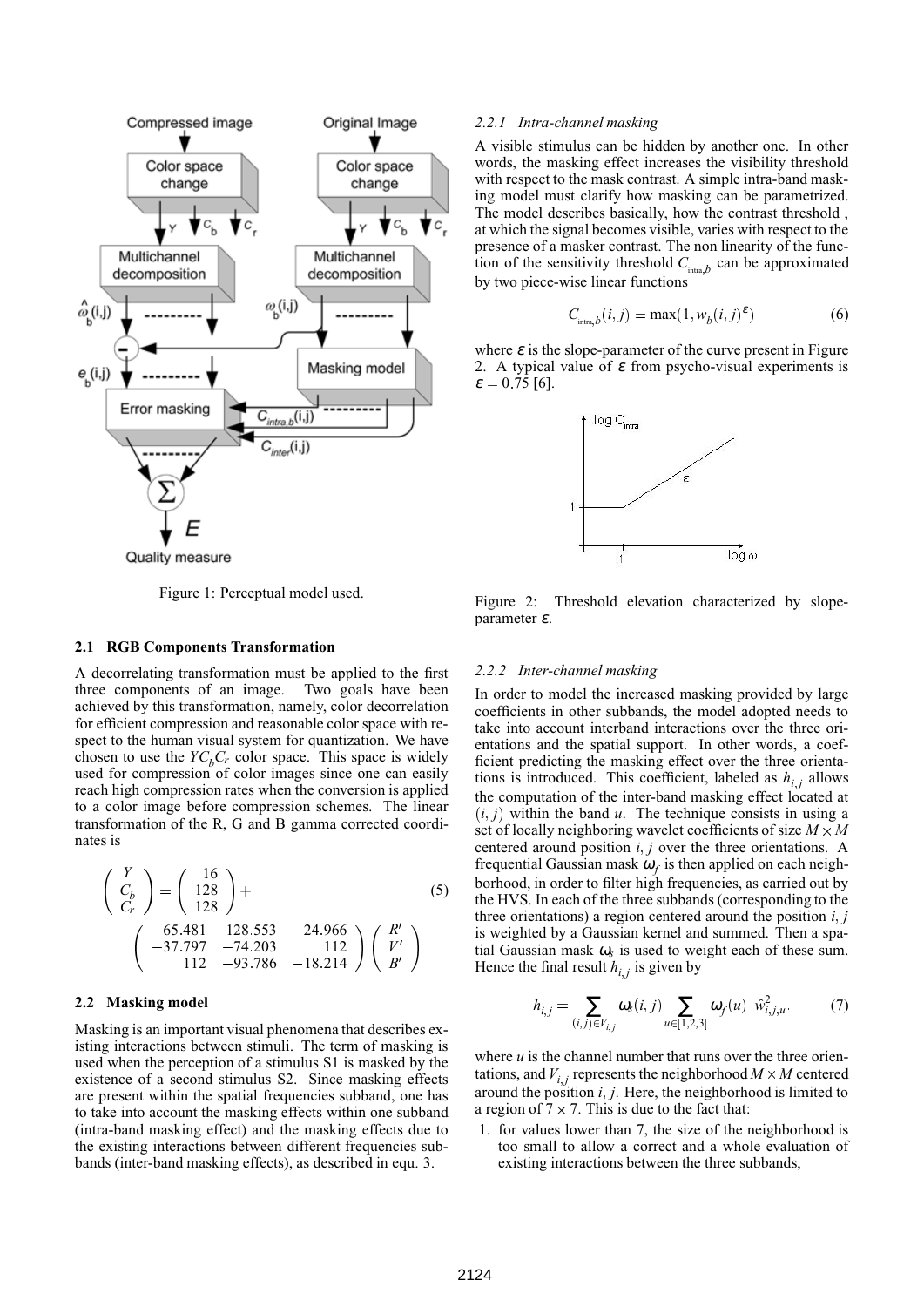Figure 1: Perceptual model used.

### 2.1 RGB Components Transformation

A decorrelating transformation must be applied to the first three components of an image. Two goals have been achieved by this transformation, namely, color decorrelation for efficient compression and reasonable color space with respect to the human visual system for quantization. We have chosen to use the $YC_bC_r$ color space. This space is widely used for compression of color images since one can easily reach high compression rates when the conversion is applied to a color image before compression schemes. The linear transformation of the R, G and B gamma corrected coordinates is

$$\begin{pmatrix} Y \\ C_b \\ C_r \end{pmatrix} = \begin{pmatrix} 16 \\ 128 \\ 128 \end{pmatrix} + \begin{pmatrix} 65.481 & 128.553 & 24.966 \\ -37.797 & -74.203 & 112 \\ 112 & -93.786 & -18.214 \end{pmatrix} \begin{pmatrix} R' \\ V' \\ B' \end{pmatrix} \tag{5}$$

### 2.2 Masking model

Masking is an important visual phenomena that describes existing interactions between stimuli. The term of masking is used when the perception of a stimulus S1 is masked by the existence of a second stimulus S2. Since masking effects are present within the spatial frequencies subband, one has to take into account the masking effects within one subband (intra-band masking effect) and the masking effects due to the existing interactions between different frequencies subbands (inter-band masking effects), as described in equ. 3.

#### 2.2.1 Intra-channel masking

A visible stimulus can be hidden by another one. In other words, the masking effect increases the visibility threshold with respect to the mask contrast. A simple intra-band masking model must clarify how masking can be parametrized. The model describes basically, how the contrast threshold , at which the signal becomes visible, varies with respect to the presence of a masker contrast. The non linearity of the function of the sensitivity threshold $C_{\text{intra},b}$ can be approximated by two piece-wise linear functions

$$C_{\text{intra},b}(i,j) = \max(1, w_b(i,j)^{\varepsilon}) \tag{6}$$

where $\varepsilon$ is the slope-parameter of the curve present in Figure 2. A typical value of $\varepsilon$ from psycho-visual experiments is $\varepsilon = 0.75$ [6].

Figure 2: Threshold elevation characterized by slope-parameter $\varepsilon$.

#### 2.2.2 Inter-channel masking

In order to model the increased masking provided by large coefficients in other subbands, the model adopted needs to take into account interband interactions over the three orientations and the spatial support. In other words, a coefficient predicting the masking effect over the three orientations is introduced. This coefficient, labeled as $h_{i,j}$ allows the computation of the inter-band masking effect located at $(i,j)$ within the band $u$. The technique consists in using a set of locally neighboring wavelet coefficients of size $M \times M$ centered around position $i,j$ over the three orientations. A frequential Gaussian mask $\omega_f$ is then applied on each neighborhood, in order to filter high frequencies, as carried out by the HVS. In each of the three subbands (corresponding to the three orientations) a region centered around the position $i,j$ is weighted by a Gaussian kernel and summed. Then a spatial Gaussian mask $\omega_s$ is used to weight each of these sum. Hence the final result $h_{i,j}$ is given by

$$h_{i,j} = \sum_{(i,j)\in V_{i,j}} \omega_s(i,j) \sum_{u\in[1,2,3]} \omega_f(u)\ \hat{w}^2_{i,j,u}. \tag{7}$$

where $u$ is the channel number that runs over the three orientations, and $V_{i,j}$ represents the neighborhood $M \times M$ centered around the position $i,j$. Here, the neighborhood is limited to a region of $7 \times 7$. This is due to the fact that:

1. for values lower than 7, the size of the neighborhood is too small to allow a correct and a whole evaluation of existing interactions between the three subbands,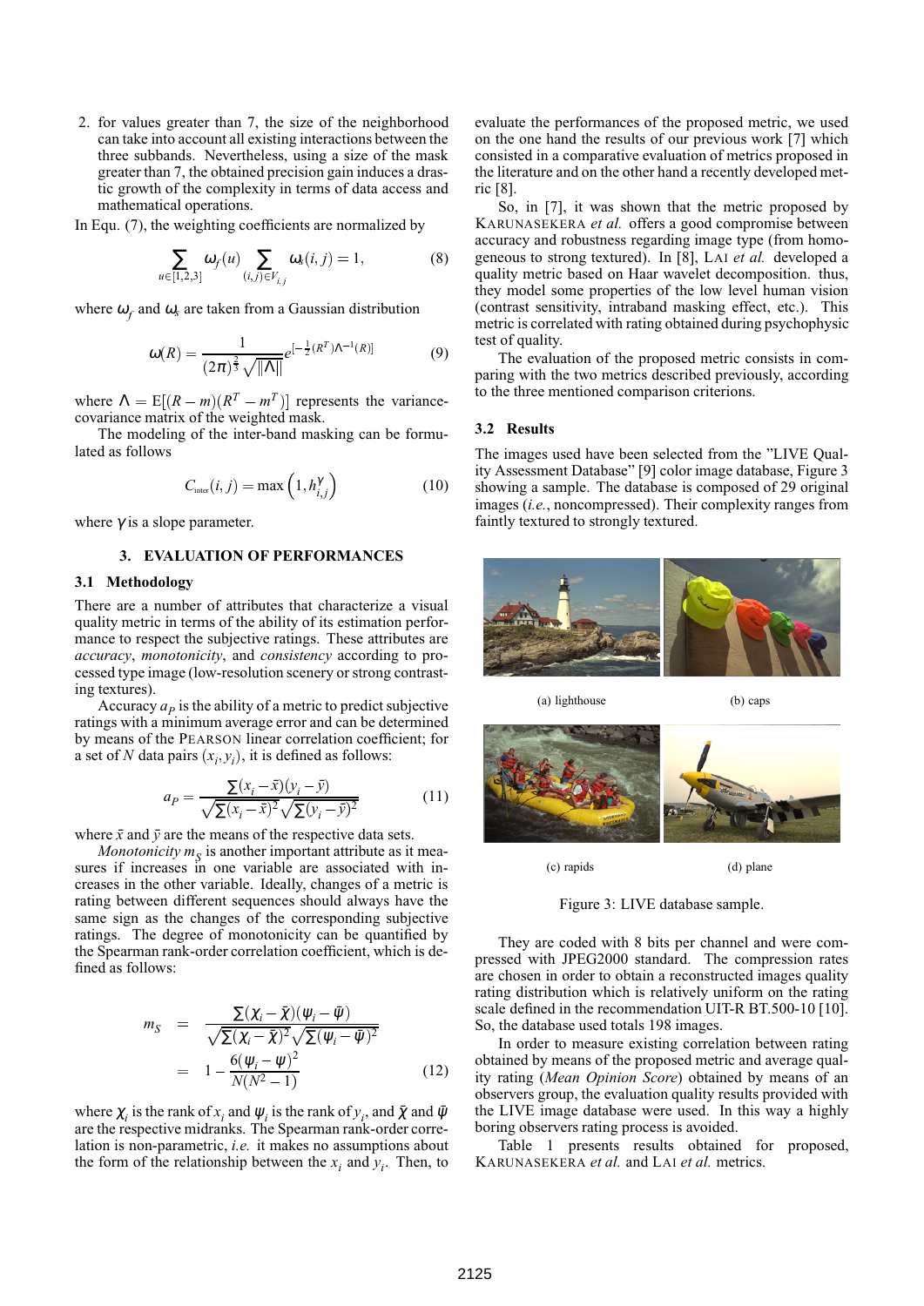2. for values greater than 7, the size of the neighborhood can take into account all existing interactions between the three subbands. Nevertheless, using a size of the mask greater than 7, the obtained precision gain induces a drastic growth of the complexity in terms of data access and mathematical operations.

In Equ. (7), the weighting coefficients are normalized by

$$\sum_{u\in[1,2,3]} \omega_f(u) \sum_{(i,j)\in V_{i,j}} \omega_s(i,j) = 1, \quad (8)$$

where $\omega_f$ and $\omega_s$ are taken from a Gaussian distribution

$$\omega(R) = \frac{1}{(2\pi)^{\frac{2}{3}}\sqrt{\|\Lambda\|}} e^{[-\frac{1}{2}(R^T)\Lambda^{-1}(R)]} \quad (9)$$

where $\Lambda = \mathrm{E}[(R-m)(R^T - m^T)]$ represents the variance-covariance matrix of the weighted mask.

The modeling of the inter-band masking can be formulated as follows

$$C_{inter}(i,j) = \max\left(1, h_{i,j}^{\gamma}\right) \quad (10)$$

where $\gamma$ is a slope parameter.

## 3. EVALUATION OF PERFORMANCES

### 3.1 Methodology

There are a number of attributes that characterize a visual quality metric in terms of the ability of its estimation performance to respect the subjective ratings. These attributes are *accuracy*, *monotonicity*, and *consistency* according to processed type image (low-resolution scenery or strong contrasting textures).

Accuracy $a_P$ is the ability of a metric to predict subjective ratings with a minimum average error and can be determined by means of the PEARSON linear correlation coefficient; for a set of $N$ data pairs $(x_i, y_i)$, it is defined as follows:

$$a_P = \frac{\sum(x_i-\bar{x})(y_i-\bar{y})}{\sqrt{\sum(x_i-\bar{x})^2}\sqrt{\sum(y_i-\bar{y})^2}} \quad (11)$$

where $\bar{x}$ and $\bar{y}$ are the means of the respective data sets.

*Monotonicity* $m_S$ is another important attribute as it measures if increases in one variable are associated with increases in the other variable. Ideally, changes of a metric is rating between different sequences should always have the same sign as the changes of the corresponding subjective ratings. The degree of monotonicity can be quantified by the Spearman rank-order correlation coefficient, which is defined as follows:

$$\begin{aligned} m_S &= \frac{\sum(\chi_i-\bar{\chi})(\psi_i-\bar{\psi})}{\sqrt{\sum(\chi_i-\bar{\chi})^2}\sqrt{\sum(\psi_i-\bar{\psi})^2}} \\ &= 1-\frac{6(\psi_i-\psi)^2}{N(N^2-1)} \end{aligned} \quad (12)$$

where $\chi_i$ is the rank of $x_i$ and $\psi_i$ is the rank of $y_i$, and $\bar{\chi}$ and $\bar{\psi}$ are the respective midranks. The Spearman rank-order correlation is non-parametric, *i.e.* it makes no assumptions about the form of the relationship between the $x_i$ and $y_i$. Then, to evaluate the performances of the proposed metric, we used on the one hand the results of our previous work [7] which consisted in a comparative evaluation of metrics proposed in the literature and on the other hand a recently developed metric [8].

So, in [7], it was shown that the metric proposed by KARUNASEKERA *et al.* offers a good compromise between accuracy and robustness regarding image type (from homogeneous to strong textured). In [8], LAI *et al.* developed a quality metric based on Haar wavelet decomposition. thus, they model some properties of the low level human vision (contrast sensitivity, intraband masking effect, etc.). This metric is correlated with rating obtained during psychophysic test of quality.

The evaluation of the proposed metric consists in comparing with the two metrics described previously, according to the three mentioned comparison criterions.

### 3.2 Results

The images used have been selected from the "LIVE Quality Assessment Database" [9] color image database, Figure 3 showing a sample. The database is composed of 29 original images (*i.e.*, noncompressed). Their complexity ranges from faintly textured to strongly textured.

(a) lighthouse (b) caps

(c) rapids (d) plane

Figure 3: LIVE database sample.

They are coded with 8 bits per channel and were compressed with JPEG2000 standard. The compression rates are chosen in order to obtain a reconstructed images quality rating distribution which is relatively uniform on the rating scale defined in the recommendation UIT-R BT.500-10 [10]. So, the database used totals 198 images.

In order to measure existing correlation between rating obtained by means of the proposed metric and average quality rating (*Mean Opinion Score*) obtained by means of an observers group, the evaluation quality results provided with the LIVE image database were used. In this way a highly boring observers rating process is avoided.

Table 1 presents results obtained for proposed, KARUNASEKERA *et al.* and LAI *et al.* metrics.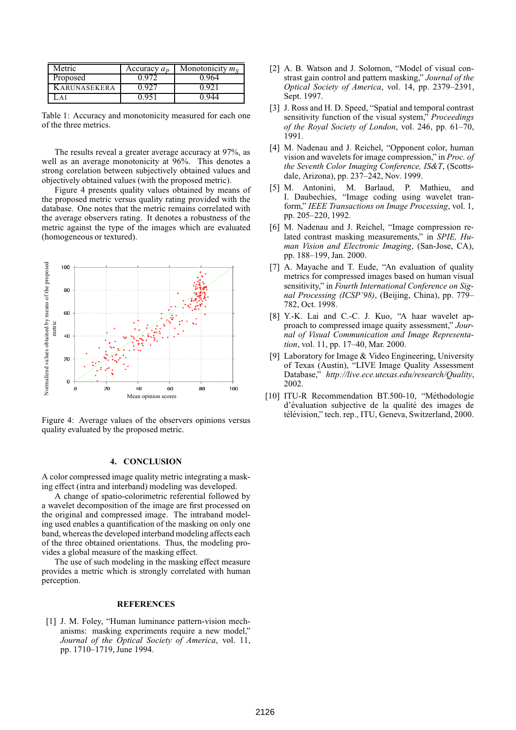| Metric | Accuracy $a_p$ | Monotonicity $m_s$ |
|---|---|---|
| Proposed | 0.972 | 0.964 |
| KARUNASEKERA | 0.927 | 0.921 |
| LAI | 0.951 | 0.944 |

Table 1: Accuracy and monotonicity measured for each one of the three metrics.

The results reveal a greater average accuracy at 97%, as well as an average monotonicity at 96%. This denotes a strong corelation between subjectively obtained values and objectively obtained values (with the proposed metric).

Figure 4 presents quality values obtained by means of the proposed metric versus quality rating provided with the database. One notes that the metric remains correlated with the average observers rating. It denotes a robustness of the metric against the type of the images which are evaluated (homogeneous or textured).

Normalized values obtained by means of the proposed metric

100
80
60
40
20
0

0 20 40 60 80 100

Mean opinion scores

Figure 4: Average values of the observers opinions versus quality evaluated by the proposed metric.

## 4. CONCLUSION

A color compressed image quality metric integrating a masking effect (intra and interband) modeling was developed.

A change of spatio-colorimetric referential followed by a wavelet decomposition of the image are first processed on the original and compressed image. The intraband modeling used enables a quantification of the masking on only one band, whereas the developed interband modeling affects each of the three obtained orientations. Thus, the modeling provides a global measure of the masking effect.

The use of such modeling in the masking effect measure provides a metric which is strongly correlated with human perception.

## REFERENCES

[1] J. M. Foley, "Human luminance pattern-vision mechanisms: masking experiments require a new model," *Journal of the Optical Society of America*, vol. 11, pp. 1710–1719, June 1994.

[2] A. B. Watson and J. Solomon, "Model of visual constrast gain control and pattern masking," *Journal of the Optical Society of America*, vol. 14, pp. 2379–2391, Sept. 1997.

[3] J. Ross and H. D. Speed, "Spatial and temporal contrast sensitivity function of the visual system," *Proceedings of the Royal Society of London*, vol. 246, pp. 61–70, 1991.

[4] M. Nadenau and J. Reichel, "Opponent color, human vision and wavelets for image compression," in *Proc. of the Seventh Color Imaging Conference, IS&T*, (Scottsdale, Arizona), pp. 237–242, Nov. 1999.

[5] M. Antonini, M. Barlaud, P. Mathieu, and I. Daubechies, "Image coding using wavelet transform," *IEEE Transactions on Image Processing*, vol. 1, pp. 205–220, 1992.

[6] M. Nadenau and J. Reichel, "Image compression related contrast masking measurements," in *SPIE, Human Vision and Electronic Imaging*, (San-Jose, CA), pp. 188–199, Jan. 2000.

[7] A. Mayache and T. Eude, "An evaluation of quality metrics for compressed images based on human visual sensitivity," in *Fourth International Conference on Signal Processing (ICSP'98)*, (Beijing, China), pp. 779–782, Oct. 1998.

[8] Y.-K. Lai and C.-C. J. Kuo, "A haar wavelet approach to compressed image quaity assessment," *Journal of Visual Communication and Image Representation*, vol. 11, pp. 17–40, Mar. 2000.

[9] Laboratory for Image & Video Engineering, University of Texas (Austin), "LIVE Image Quality Assessment Database," *http://live.ece.utexas.edu/research/Quality*, 2002.

[10] ITU-R Recommendation BT.500-10, "Méthodologie d'évaluation subjective de la qualité des images de télévision," tech. rep., ITU, Geneva, Switzerland, 2000.